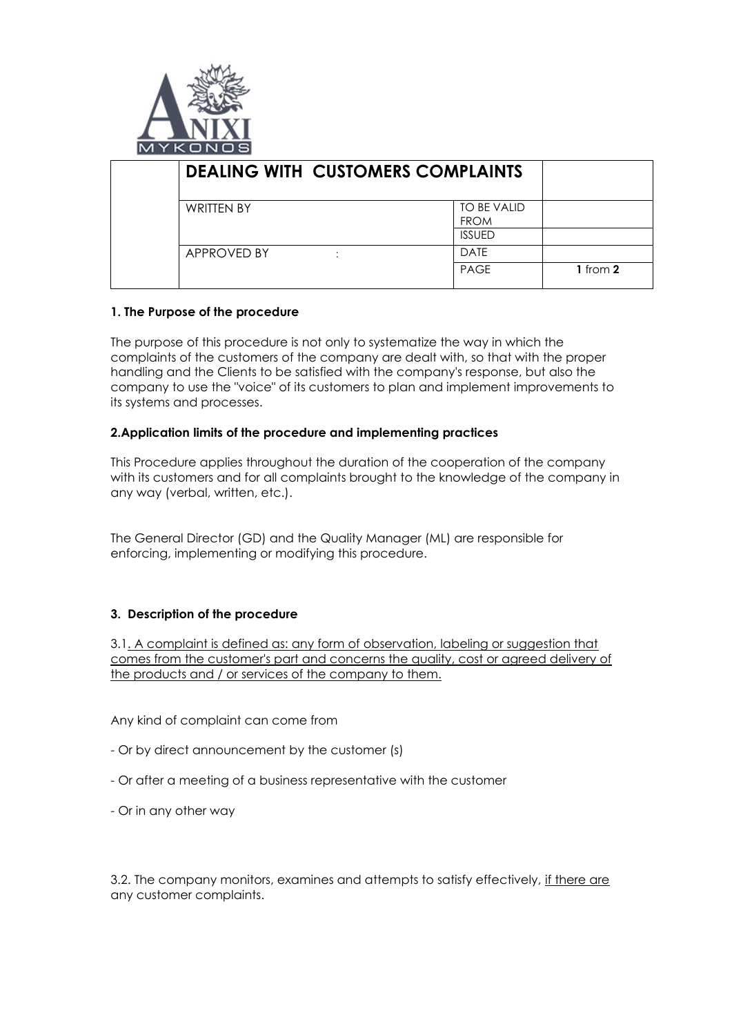| | DEALING WITH CUSTOMERS COMPLAINTS | | |
|---|---|---|---|
| | WRITTEN BY | TO BE VALID FROM | |
| | | ISSUED | |
| | APPROVED BY : | DATE | |
| | | PAGE | **1** from **2** |

**1. The Purpose of the procedure**

The purpose of this procedure is not only to systematize the way in which the complaints of the customers of the company are dealt with, so that with the proper handling and the Clients to be satisfied with the company's response, but also the company to use the "voice" of its customers to plan and implement improvements to its systems and processes.

**2.Application limits of the procedure and implementing practices**

This Procedure applies throughout the duration of the cooperation of the company with its customers and for all complaints brought to the knowledge of the company in any way (verbal, written, etc.).

The General Director (GD) and the Quality Manager (ML) are responsible for enforcing, implementing or modifying this procedure.

**3. Description of the procedure**

3.1. <u>A complaint is defined as: any form of observation, labeling or suggestion that comes from the customer's part and concerns the quality, cost or agreed delivery of the products and / or services of the company to them.</u>

Any kind of complaint can come from

- Or by direct announcement by the customer (s)
- Or after a meeting of a business representative with the customer
- Or in any other way

3.2. The company monitors, examines and attempts to satisfy effectively, <u>if there are</u> any customer complaints.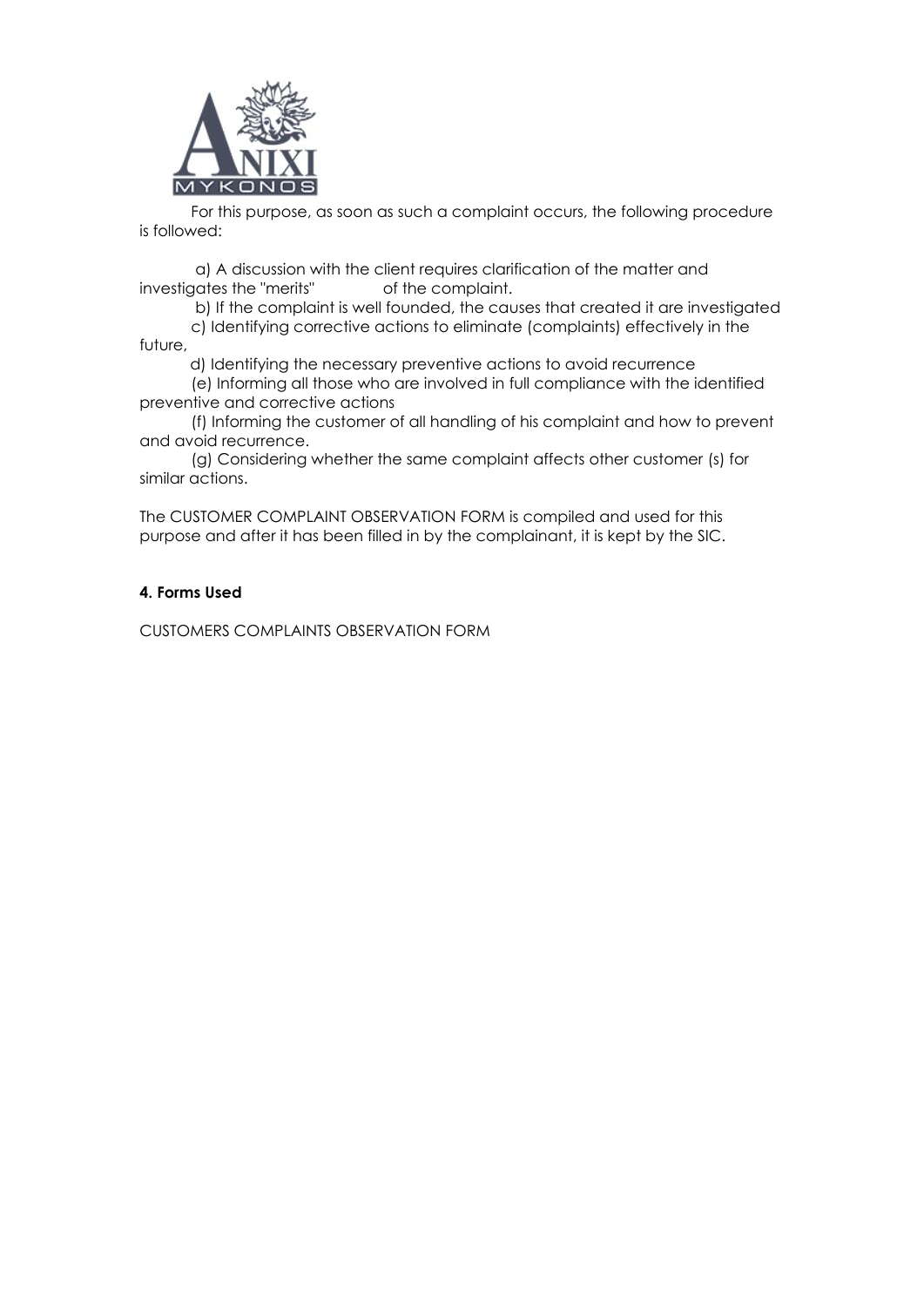For this purpose, as soon as such a complaint occurs, the following procedure is followed:

a) A discussion with the client requires clarification of the matter and investigates the "merits" of the complaint.

b) If the complaint is well founded, the causes that created it are investigated

c) Identifying corrective actions to eliminate (complaints) effectively in the future,

d) Identifying the necessary preventive actions to avoid recurrence

(e) Informing all those who are involved in full compliance with the identified preventive and corrective actions

(f) Informing the customer of all handling of his complaint and how to prevent and avoid recurrence.

(g) Considering whether the same complaint affects other customer (s) for similar actions.

The CUSTOMER COMPLAINT OBSERVATION FORM is compiled and used for this purpose and after it has been filled in by the complainant, it is kept by the SIC.

#### 4. Forms Used

CUSTOMERS COMPLAINTS OBSERVATION FORM